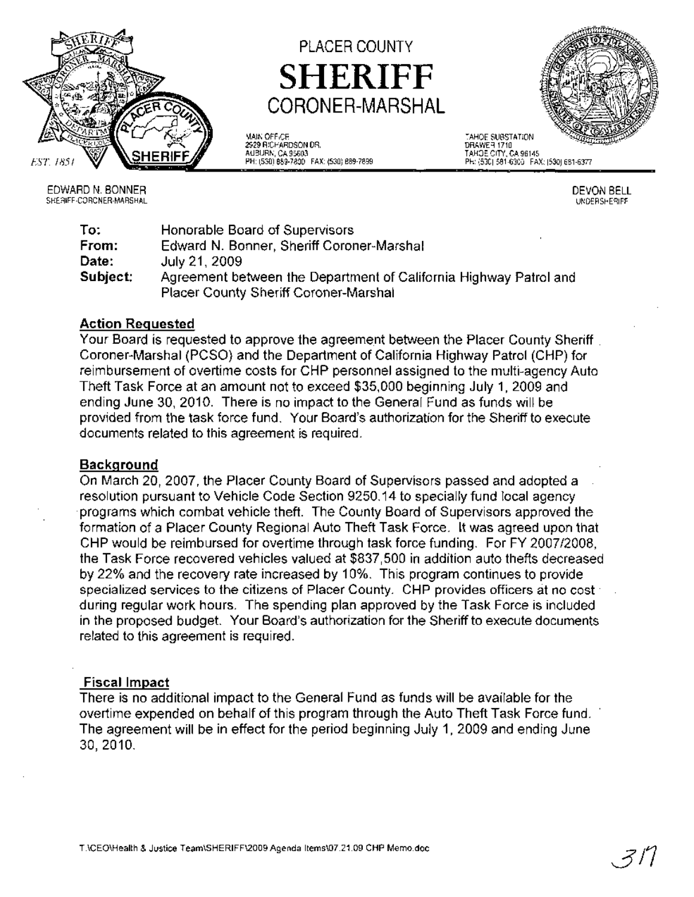# PLACER COUNTY

# SHERIFF

## CORONER-MARSHAL

EST. 1851

MAIN OFFICE
2929 RICHARDSON DR.
AUBURN, CA 95603
PH: (530) 889-7800 FAX: (530) 889-7899

TAHOE SUBSTATION
DRAWER 1710
TAHOE CITY, CA 96145
PH: (530) 581-6300 FAX: (530) 581-6377

EDWARD N. BONNER
SHERIFF-CORONER-MARSHAL

DEVON BELL
UNDERSHERIFF

**To:** Honorable Board of Supervisors
**From:** Edward N. Bonner, Sheriff Coroner-Marshal
**Date:** July 21, 2009
**Subject:** Agreement between the Department of California Highway Patrol and Placer County Sheriff Coroner-Marshal

### Action Requested

Your Board is requested to approve the agreement between the Placer County Sheriff Coroner-Marshal (PCSO) and the Department of California Highway Patrol (CHP) for reimbursement of overtime costs for CHP personnel assigned to the multi-agency Auto Theft Task Force at an amount not to exceed $35,000 beginning July 1, 2009 and ending June 30, 2010. There is no impact to the General Fund as funds will be provided from the task force fund. Your Board's authorization for the Sheriff to execute documents related to this agreement is required.

### Background

On March 20, 2007, the Placer County Board of Supervisors passed and adopted a resolution pursuant to Vehicle Code Section 9250.14 to specially fund local agency programs which combat vehicle theft. The County Board of Supervisors approved the formation of a Placer County Regional Auto Theft Task Force. It was agreed upon that CHP would be reimbursed for overtime through task force funding. For FY 2007/2008, the Task Force recovered vehicles valued at $837,500 in addition auto thefts decreased by 22% and the recovery rate increased by 10%. This program continues to provide specialized services to the citizens of Placer County. CHP provides officers at no cost during regular work hours. The spending plan approved by the Task Force is included in the proposed budget. Your Board's authorization for the Sheriff to execute documents related to this agreement is required.

### Fiscal Impact

There is no additional impact to the General Fund as funds will be available for the overtime expended on behalf of this program through the Auto Theft Task Force fund. The agreement will be in effect for the period beginning July 1, 2009 and ending June 30, 2010.

T:\CEO\Health & Justice Team\SHERIFF\2009 Agenda Items\07.21.09 CHP Memo.doc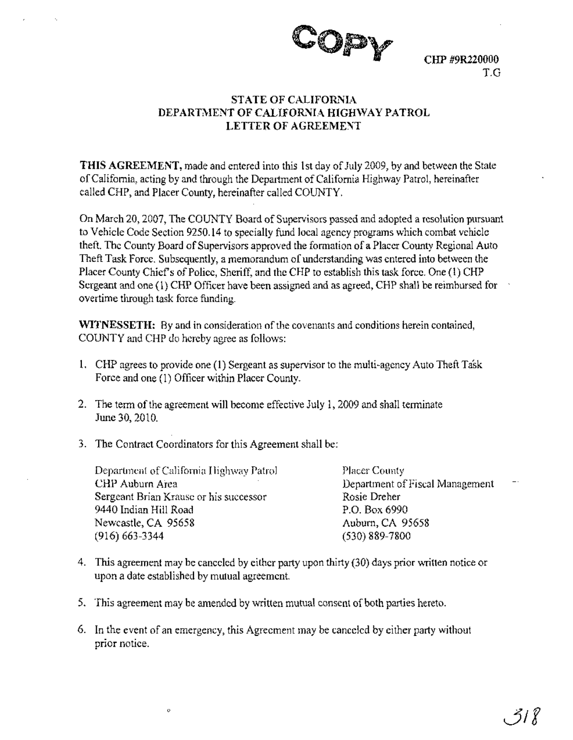**COPY**

CHP #9R220000
T.G

# STATE OF CALIFORNIA
# DEPARTMENT OF CALIFORNIA HIGHWAY PATROL
# LETTER OF AGREEMENT

**THIS AGREEMENT,** made and entered into this 1st day of July 2009, by and between the State of California, acting by and through the Department of California Highway Patrol, hereinafter called CHP, and Placer County, hereinafter called COUNTY.

On March 20, 2007, The COUNTY Board of Supervisors passed and adopted a resolution pursuant to Vehicle Code Section 9250.14 to specially fund local agency programs which combat vehicle theft. The County Board of Supervisors approved the formation of a Placer County Regional Auto Theft Task Force. Subsequently, a memorandum of understanding was entered into between the Placer County Chief's of Police, Sheriff, and the CHP to establish this task force. One (1) CHP Sergeant and one (1) CHP Officer have been assigned and as agreed, CHP shall be reimbursed for overtime through task force funding.

**WITNESSETH:** By and in consideration of the covenants and conditions herein contained, COUNTY and CHP do hereby agree as follows:

1. CHP agrees to provide one (1) Sergeant as supervisor to the multi-agency Auto Theft Task Force and one (1) Officer within Placer County.

2. The term of the agreement will become effective July 1, 2009 and shall terminate June 30, 2010.

3. The Contract Coordinators for this Agreement shall be:

   Department of California Highway Patrol
   CHP Auburn Area
   Sergeant Brian Krause or his successor
   9440 Indian Hill Road
   Newcastle, CA 95658
   (916) 663-3344

   Placer County
   Department of Fiscal Management
   Rosie Dreher
   P.O. Box 6990
   Auburn, CA 95658
   (530) 889-7800

4. This agreement may be canceled by either party upon thirty (30) days prior written notice or upon a date established by mutual agreement.

5. This agreement may be amended by written mutual consent of both parties hereto.

6. In the event of an emergency, this Agreement may be canceled by either party without prior notice.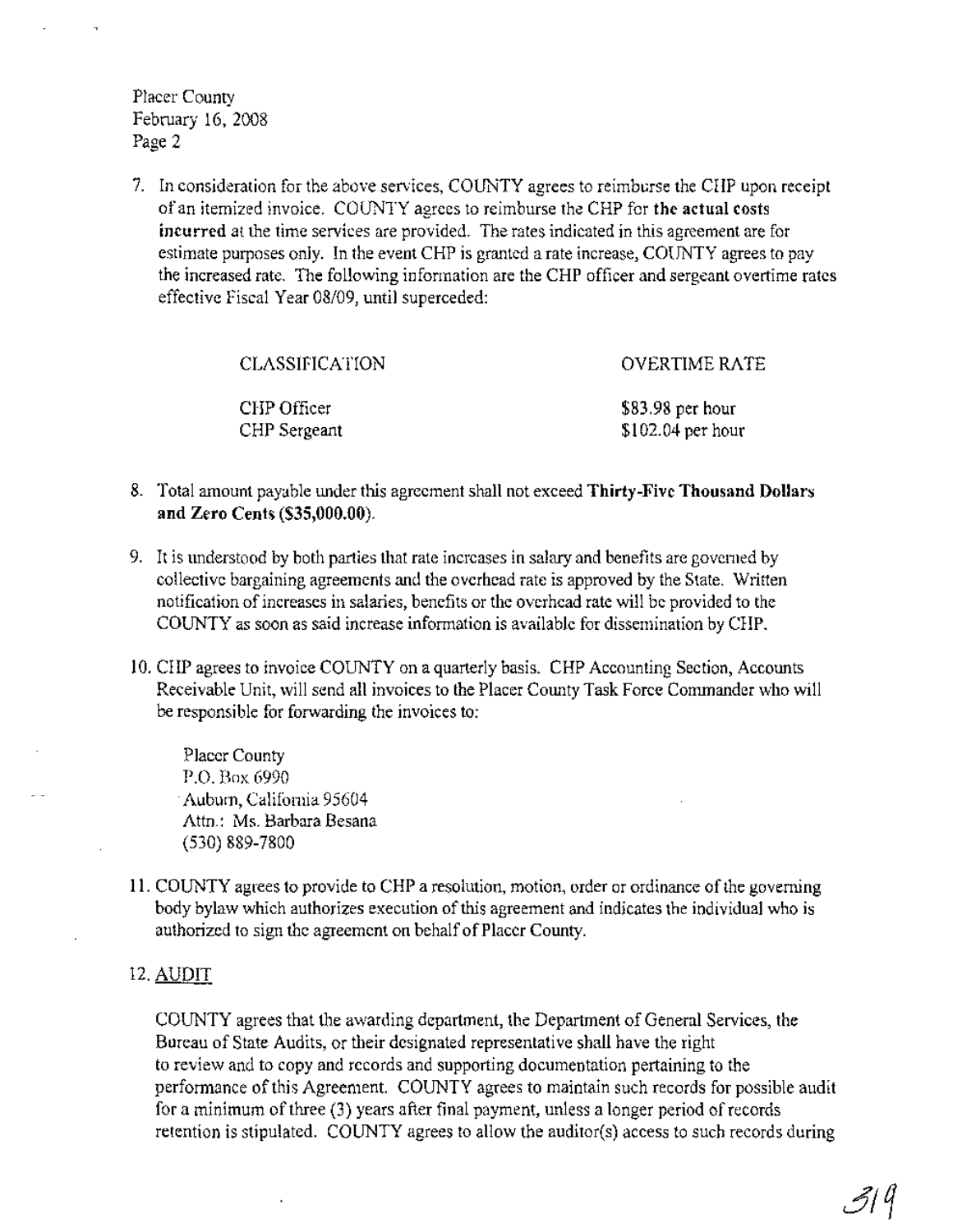7. In consideration for the above services, COUNTY agrees to reimburse the CHP upon receipt of an itemized invoice. COUNTY agrees to reimburse the CHP for **the actual costs incurred** at the time services are provided. The rates indicated in this agreement are for estimate purposes only. In the event CHP is granted a rate increase, COUNTY agrees to pay the increased rate. The following information are the CHP officer and sergeant overtime rates effective Fiscal Year 08/09, until superceded:

| CLASSIFICATION | OVERTIME RATE |
|---|---|
| CHP Officer | $83.98 per hour |
| CHP Sergeant | $102.04 per hour |

8. Total amount payable under this agreement shall not exceed **Thirty-Five Thousand Dollars and Zero Cents ($35,000.00)**.

9. It is understood by both parties that rate increases in salary and benefits are governed by collective bargaining agreements and the overhead rate is approved by the State. Written notification of increases in salaries, benefits or the overhead rate will be provided to the COUNTY as soon as said increase information is available for dissemination by CHP.

10. CHP agrees to invoice COUNTY on a quarterly basis. CHP Accounting Section, Accounts Receivable Unit, will send all invoices to the Placer County Task Force Commander who will be responsible for forwarding the invoices to:

    Placer County
    P.O. Box 6990
    Auburn, California 95604
    Attn.: Ms. Barbara Besana
    (530) 889-7800

11. COUNTY agrees to provide to CHP a resolution, motion, order or ordinance of the governing body bylaw which authorizes execution of this agreement and indicates the individual who is authorized to sign the agreement on behalf of Placer County.

12. AUDIT

    COUNTY agrees that the awarding department, the Department of General Services, the Bureau of State Audits, or their designated representative shall have the right to review and to copy and records and supporting documentation pertaining to the performance of this Agreement. COUNTY agrees to maintain such records for possible audit for a minimum of three (3) years after final payment, unless a longer period of records retention is stipulated. COUNTY agrees to allow the auditor(s) access to such records during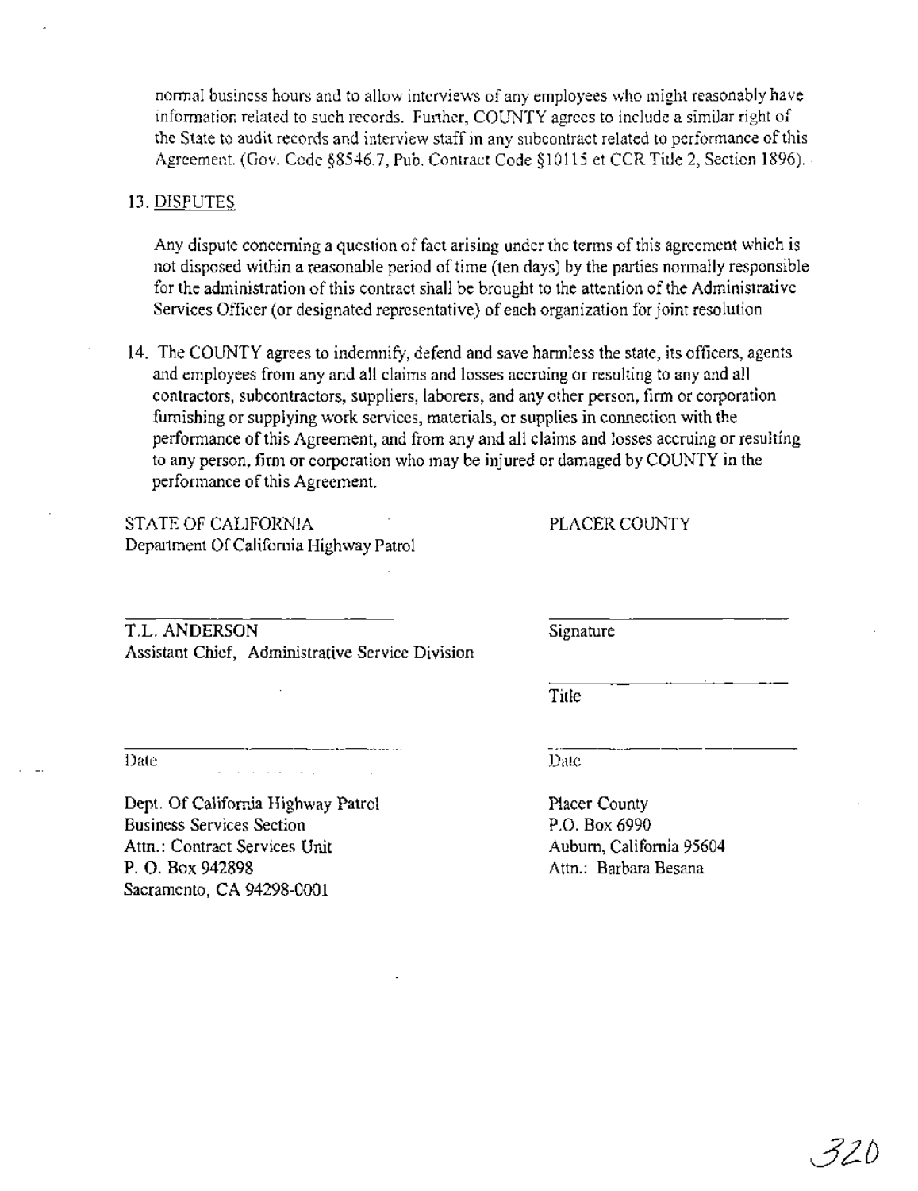normal business hours and to allow interviews of any employees who might reasonably have information related to such records. Further, COUNTY agrees to include a similar right of the State to audit records and interview staff in any subcontract related to performance of this Agreement. (Gov. Code §8546.7, Pub. Contract Code §10115 et CCR Title 2, Section 1896).

13. DISPUTES

    Any dispute concerning a question of fact arising under the terms of this agreement which is not disposed within a reasonable period of time (ten days) by the parties normally responsible for the administration of this contract shall be brought to the attention of the Administrative Services Officer (or designated representative) of each organization for joint resolution

14. The COUNTY agrees to indemnify, defend and save harmless the state, its officers, agents and employees from any and all claims and losses accruing or resulting to any and all contractors, subcontractors, suppliers, laborers, and any other person, firm or corporation furnishing or supplying work services, materials, or supplies in connection with the performance of this Agreement, and from any and all claims and losses accruing or resulting to any person, firm or corporation who may be injured or damaged by COUNTY in the performance of this Agreement.

STATE OF CALIFORNIA
Department Of California Highway Patrol

\_\_\_\_\_\_\_\_\_\_\_\_\_\_\_\_\_\_\_\_
T.L. ANDERSON
Assistant Chief, Administrative Service Division

\_\_\_\_\_\_\_\_\_\_\_\_\_\_\_\_\_\_\_\_
Date

Dept. Of California Highway Patrol
Business Services Section
Attn.: Contract Services Unit
P. O. Box 942898
Sacramento, CA 94298-0001

PLACER COUNTY

\_\_\_\_\_\_\_\_\_\_\_\_\_\_\_\_\_\_\_\_
Signature

\_\_\_\_\_\_\_\_\_\_\_\_\_\_\_\_\_\_\_\_
Title

\_\_\_\_\_\_\_\_\_\_\_\_\_\_\_\_\_\_\_\_
Date

Placer County
P.O. Box 6990
Auburn, California 95604
Attn.: Barbara Besana